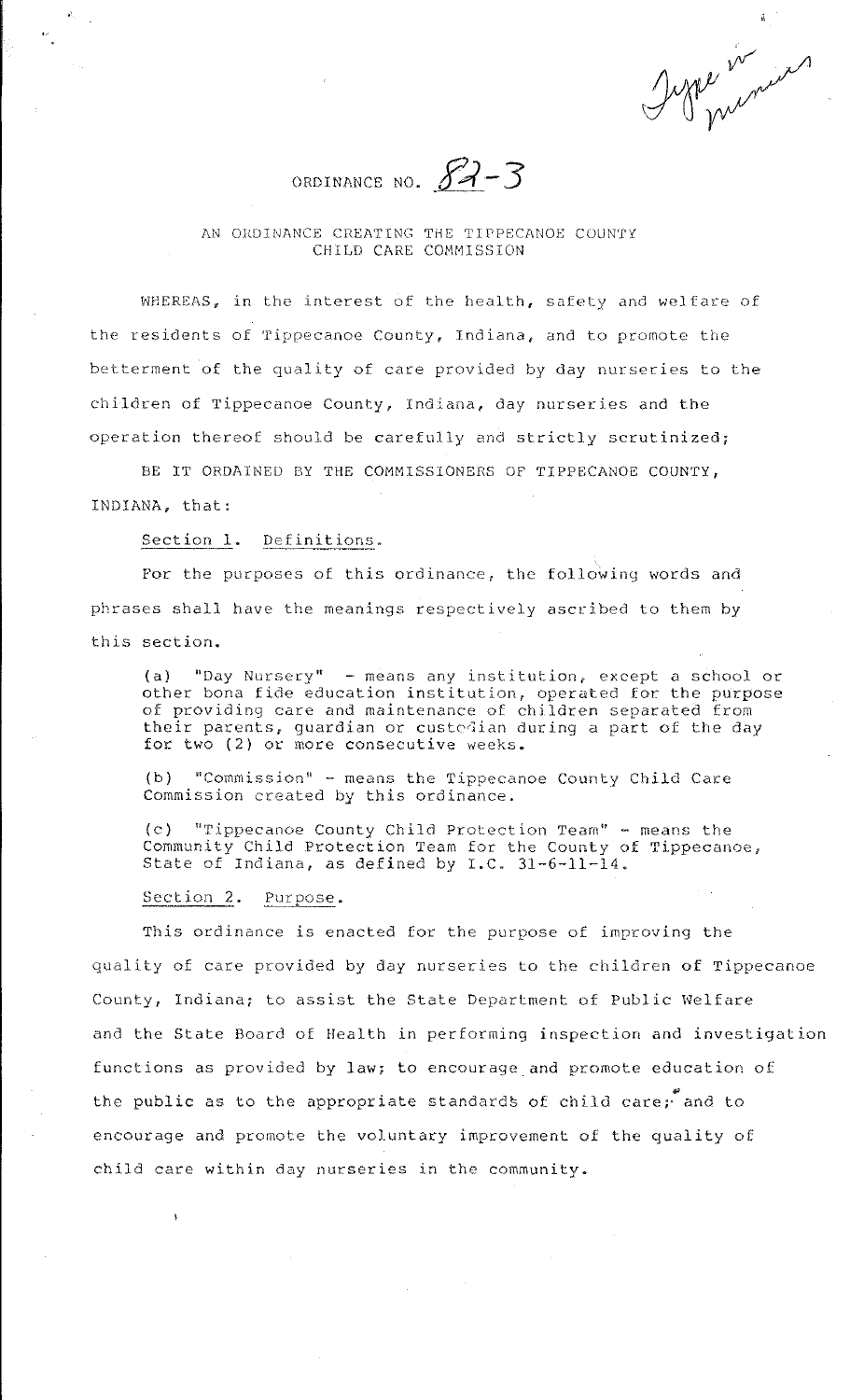Type in minutes

ORDINANCE NO. 82-3

AN ORDINANCE CREATING THE TIPPECANOE COUNTY CHILD CARE COMMISSION

WHEREAS, in the interest of the health, safety and welfare of the residents of Tippecanoe County, Indiana, and to promote the betterment of the quality of care provided by day nurseries to the children of Tippecanoe County, Indiana, day nurseries and the operation thereof should be carefully and strictly scrutinized;

BE IT ORDAINED BY THE COMMISSIONERS OF TIPPECANOE COUNTY, INDIANA, that:

Section 1. Definitions.

For the purposes of this ordinance, the following words and phrases shall have the meanings respectively ascribed to them by this section.

(a) "Day Nursery" - means any institution, except a school or other bona fide education institution, operated for the purpose of providing care and maintenance of children separated from their parents, guardian or custodian during a part of the day for two (2) or more consecutive weeks.

(b) "Commission" - means the Tippecanoe County Child Care Commission created by this ordinance.

(c) "Tippecanoe County Child Protection Team" - means the Community Child Protection Team for the County of Tippecanoe, State of Indiana, as defined by I.C. 31-6-11-14.

Section 2. Purpose.

This ordinance is enacted for the purpose of improving the quality of care provided by day nurseries to the children of Tippecanoe County, Indiana; to assist the State Department of Public Welfare and the State Board of Health in performing inspection and investigation functions as provided by law; to encourage and promote education of the public as to the appropriate standards of child care; and to encourage and promote the voluntary improvement of the quality of child care within day nurseries in the community.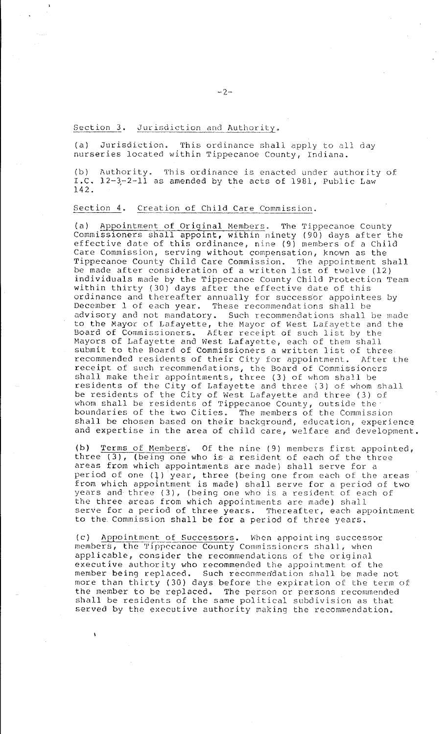## Section 3. Jurisdiction and Authority.

(a) Jurisdiction. This ordinance shall apply to all day nurseries located within Tippecanoe County, Indiana.

(b) Authority. This ordinance is enacted under authority of I.C. 12-3-2-11 as amended by the acts of 1981, Public Law 142.

## Section 4. Creation of Child Care Commission.

(a) Appointment of Original Members. The Tippecanoe County Commissioners shall appoint, within ninety (90) days after the effective date of this ordinance, nine (9) members of a Child Care Commission, serving without compensation, known as the Tippecanoe County Child Care Commission. The appointment shall be made after consideration of a written list of twelve (12) individuals made by the Tippecanoe County Child Protection Team within thirty (30) days after the effective date of this ordinance and thereafter annually for successor appointees by December 1 of each year. These recommendations shall be advisory and not mandatory. Such recommendations shall be made to the Mayor of Lafayette, the Mayor of West Lafayette and the Board of Commissioners. After receipt of such list by the Mayors of Lafayette and West Lafayette, each of them shall submit to the Board of Commissioners a written list of three recommended residents of their City for appointment. After the receipt of such recommendations, the Board of Commissioners shall make their appointments, three (3) of whom shall be residents of the City of Lafayette and three (3) of whom shall be residents of the City of West Lafayette and three (3) of whom shall be residents of Tippecanoe County, outside the boundaries of the two Cities. The members of the Commission shall be chosen based on their background, education, experience and expertise in the area of child care, welfare and development.

(b) Terms of Members. Of the nine (9) members first appointed, three (3), (being one who is a resident of each of the three areas from which appointments are made) shall serve for a period of one (1) year, three (being one from each of the areas from which appointment is made) shall serve for a period of two years and three (3), (being one who is a resident of each of the three areas from which appointments are made) shall serve for a period of three years. Thereafter, each appointment to the Commission shall be for a period of three years.

(c) Appointment of Successors. When appointing successor members, the Tippecanoe County Commissioners shall, when applicable, consider the recommendations of the original executive authority who recommended the appointment of the member being replaced. Such recommendation shall be made not more than thirty (30) days before the expiration of the term of the member to be replaced. The person or persons recommended shall be residents of the same political subdivision as that served by the executive authority making the recommendation.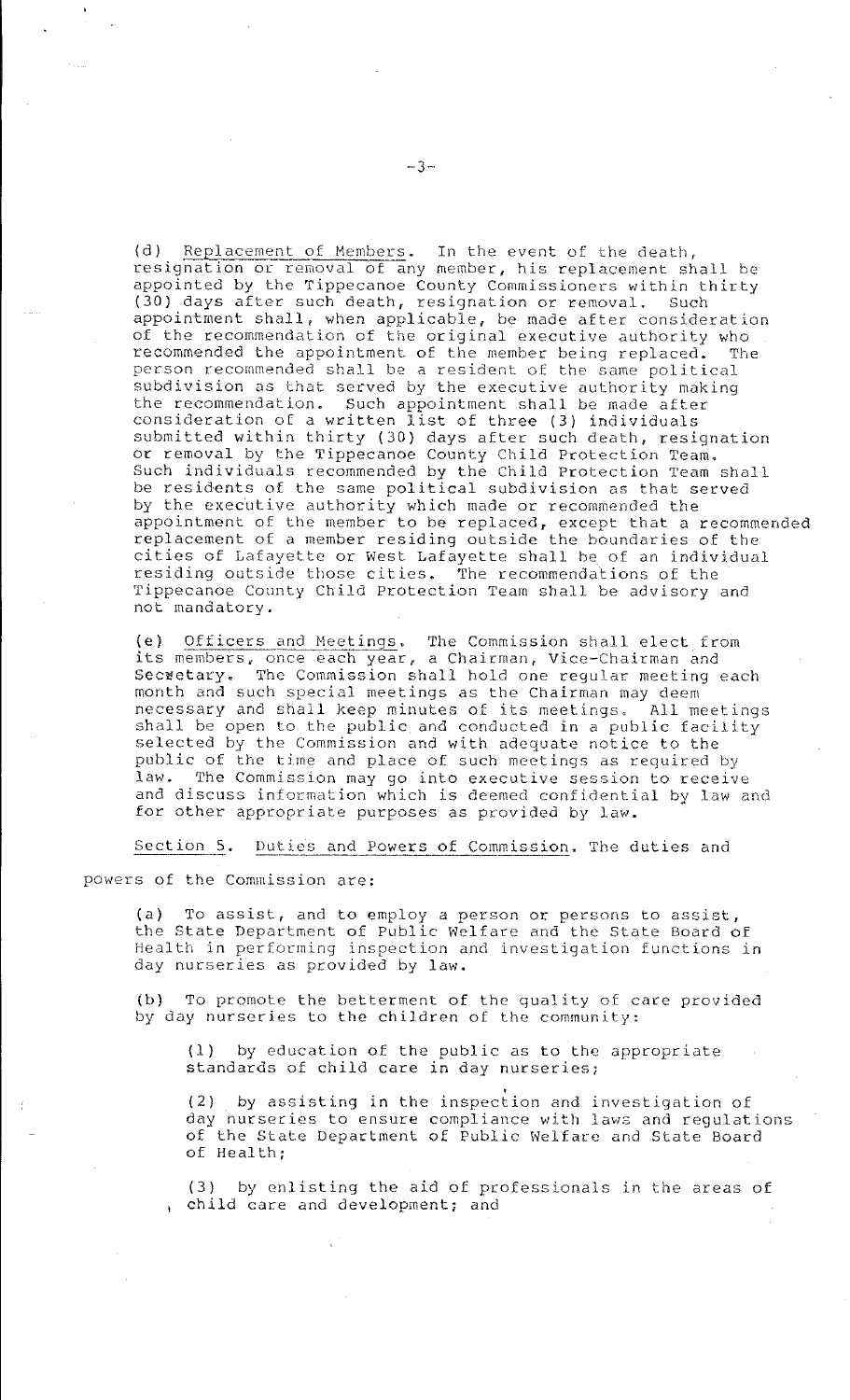(d) Replacement of Members. In the event of the death, resignation or removal of any member, his replacement shall be appointed by the Tippecanoe County Commissioners within thirty (30) days after such death, resignation or removal. Such appointment shall, when applicable, be made after consideration of the recommendation of the original executive authority who recommended the appointment of the member being replaced. The person recommended shall be a resident of the same political subdivision as that served by the executive authority making the recommendation. Such appointment shall be made after consideration of a written list of three (3) individuals submitted within thirty (30) days after such death, resignation or removal by the Tippecanoe County Child Protection Team. Such individuals recommended by the Child Protection Team shall be residents of the same political subdivision as that served by the executive authority which made or recommended the appointment of the member to be replaced, except that a recommended replacement of a member residing outside the boundaries of the cities of Lafayette or West Lafayette shall be of an individual residing outside those cities. The recommendations of the Tippecanoe County Child Protection Team shall be advisory and not mandatory.

(e) Officers and Meetings. The Commission shall elect from its members, once each year, a Chairman, Vice-Chairman and Secretary. The Commission shall hold one regular meeting each month and such special meetings as the Chairman may deem necessary and shall keep minutes of its meetings. All meetings shall be open to the public and conducted in a public facility selected by the Commission and with adequate notice to the public of the time and place of such meetings as required by law. The Commission may go into executive session to receive and discuss information which is deemed confidential by law and for other appropriate purposes as provided by law.

Section 5. Duties and Powers of Commission. The duties and powers of the Commission are:

(a) To assist, and to employ a person or persons to assist, the State Department of Public Welfare and the State Board of Health in performing inspection and investigation functions in day nurseries as provided by law.

(b) To promote the betterment of the quality of care provided by day nurseries to the children of the community:

(1) by education of the public as to the appropriate standards of child care in day nurseries;

(2) by assisting in the inspection and investigation of day nurseries to ensure compliance with laws and regulations of the State Department of Public Welfare and State Board of Health;

(3) by enlisting the aid of professionals in the areas of child care and development; and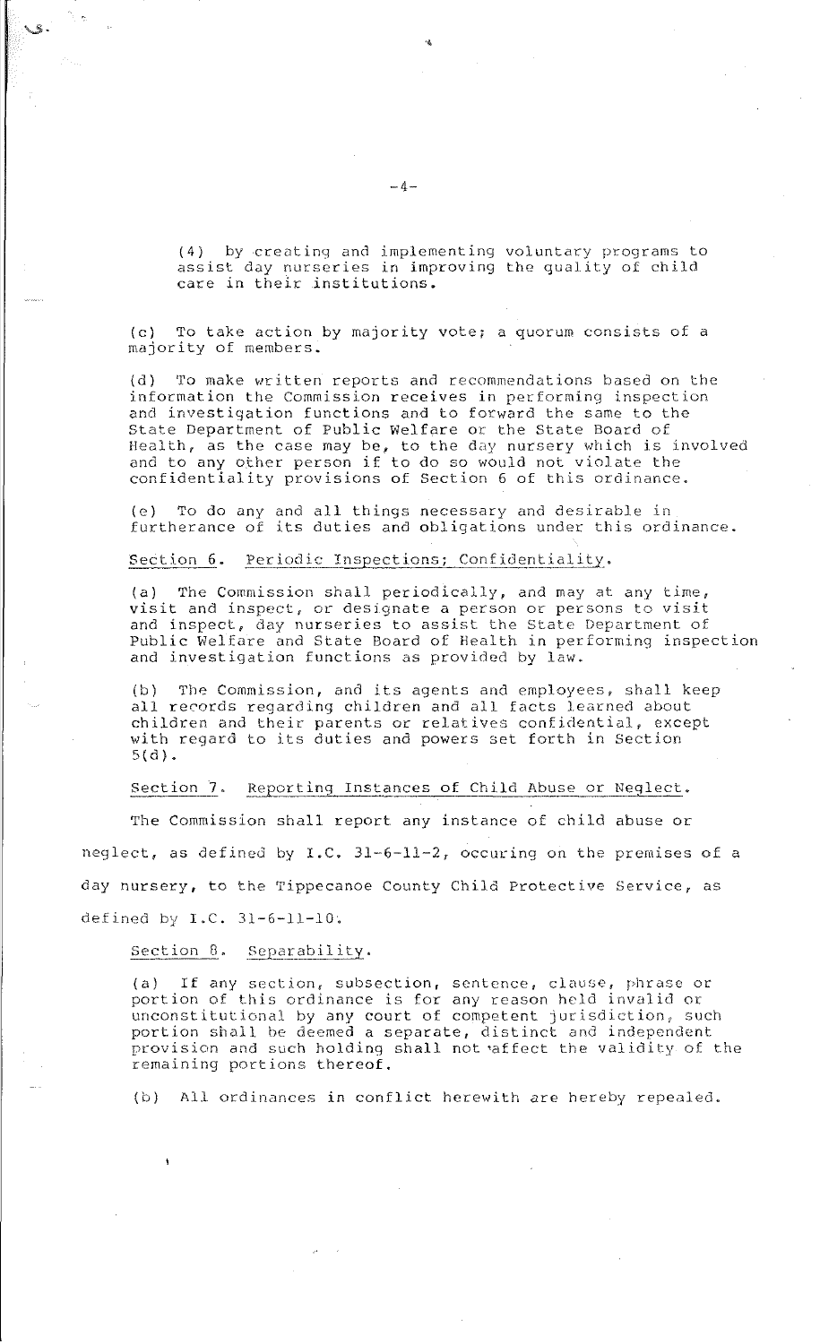(4) by creating and implementing voluntary programs to assist day nurseries in improving the quality of child care in their institutions.

(c) To take action by majority vote; a quorum consists of a majority of members.

(d) To make written reports and recommendations based on the information the Commission receives in performing inspection and investigation functions and to forward the same to the State Department of Public Welfare or the State Board of Health, as the case may be, to the day nursery which is involved and to any other person if to do so would not violate the confidentiality provisions of Section 6 of this ordinance.

(e) To do any and all things necessary and desirable in furtherance of its duties and obligations under this ordinance.

Section 6. Periodic Inspections; Confidentiality.

(a) The Commission shall periodically, and may at any time, visit and inspect, or designate a person or persons to visit and inspect, day nurseries to assist the State Department of Public Welfare and State Board of Health in performing inspection and investigation functions as provided by law.

(b) The Commission, and its agents and employees, shall keep all records regarding children and all facts learned about children and their parents or relatives confidential, except with regard to its duties and powers set forth in Section 5(d).

Section 7. Reporting Instances of Child Abuse or Neglect.

The Commission shall report any instance of child abuse or neglect, as defined by I.C. 31-6-11-2, occuring on the premises of a day nursery, to the Tippecanoe County Child Protective Service, as defined by I.C. 31-6-11-10.

Section 8. Separability.

(a) If any section, subsection, sentence, clause, phrase or portion of this ordinance is for any reason held invalid or unconstitutional by any court of competent jurisdiction, such portion shall be deemed a separate, distinct and independent provision and such holding shall not affect the validity of the remaining portions thereof.

(b) All ordinances in conflict herewith are hereby repealed.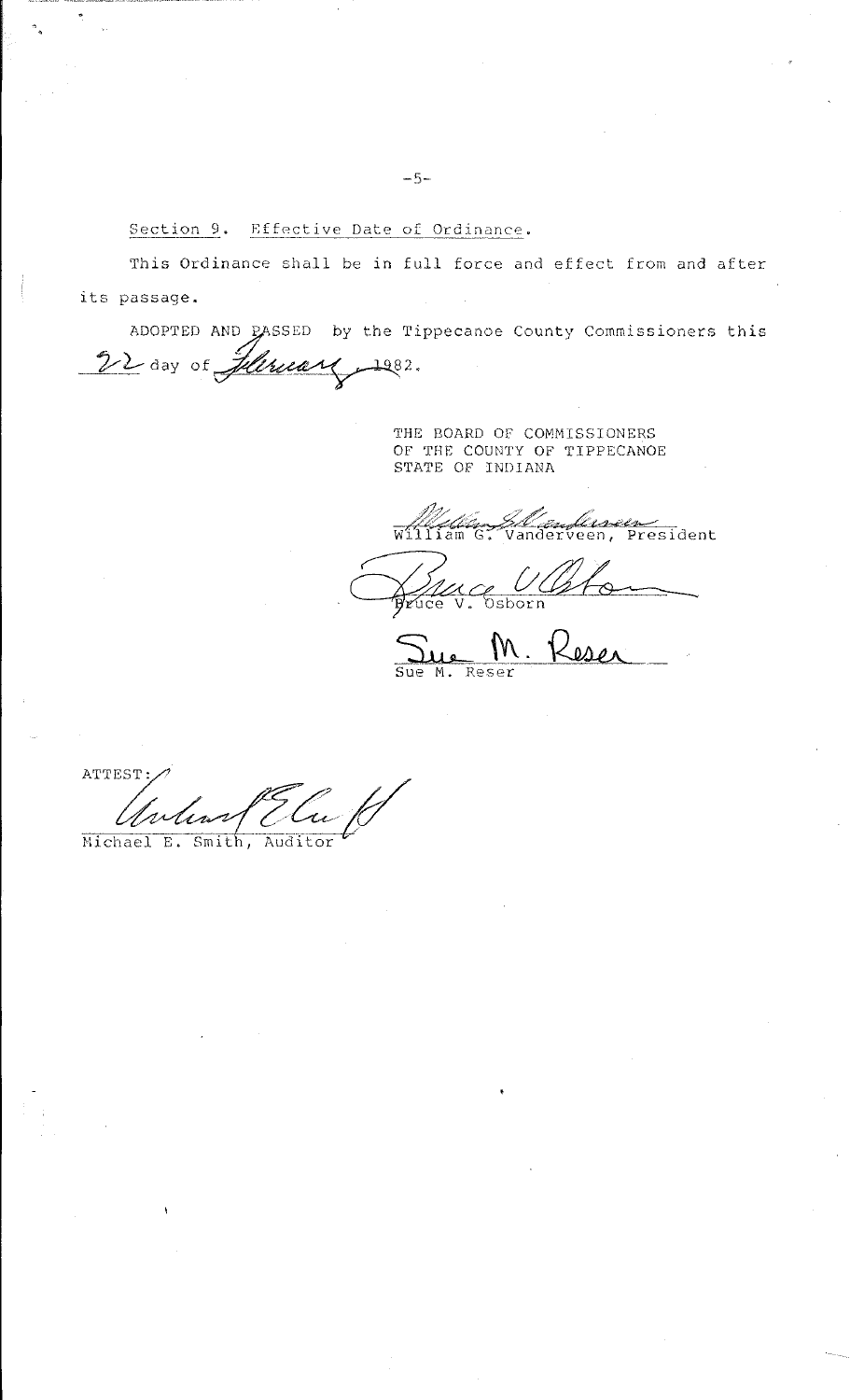Section 9. Effective Date of Ordinance.

This Ordinance shall be in full force and effect from and after its passage.

ADOPTED AND PASSED by the Tippecanoe County Commissioners this 22 day of February, 1982.

THE BOARD OF COMMISSIONERS
OF THE COUNTY OF TIPPECANOE
STATE OF INDIANA

William G. Vanderveen, President

Bruce V. Osborn

Sue M. Reser

ATTEST:

Michael E. Smith, Auditor